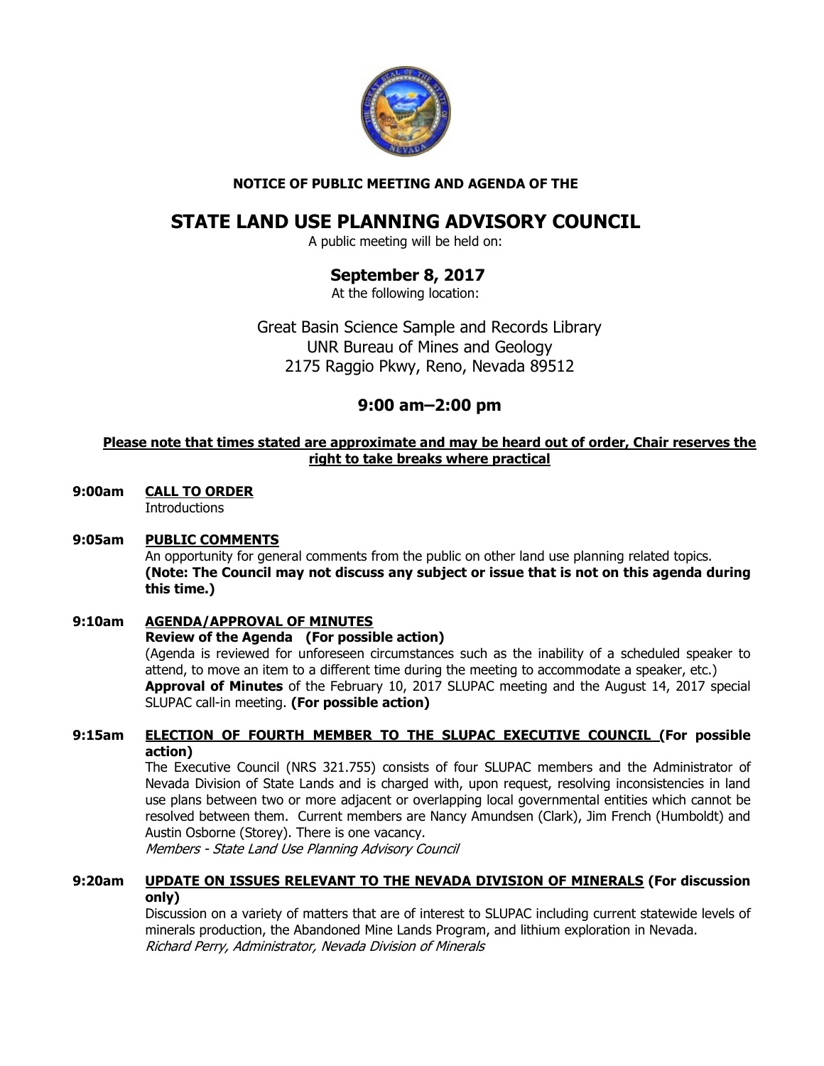**NOTICE OF PUBLIC MEETING AND AGENDA OF THE**

# STATE LAND USE PLANNING ADVISORY COUNCIL

A public meeting will be held on:

## September 8, 2017

At the following location:

Great Basin Science Sample and Records Library
UNR Bureau of Mines and Geology
2175 Raggio Pkwy, Reno, Nevada 89512

## 9:00 am–2:00 pm

**Please note that times stated are approximate and may be heard out of order, Chair reserves the right to take breaks where practical**

**9:00am** **CALL TO ORDER**
Introductions

**9:05am** **PUBLIC COMMENTS**
An opportunity for general comments from the public on other land use planning related topics. **(Note: The Council may not discuss any subject or issue that is not on this agenda during this time.)**

**9:10am** **AGENDA/APPROVAL OF MINUTES**
**Review of the Agenda (For possible action)**
(Agenda is reviewed for unforeseen circumstances such as the inability of a scheduled speaker to attend, to move an item to a different time during the meeting to accommodate a speaker, etc.)
**Approval of Minutes** of the February 10, 2017 SLUPAC meeting and the August 14, 2017 special SLUPAC call-in meeting. **(For possible action)**

**9:15am** **ELECTION OF FOURTH MEMBER TO THE SLUPAC EXECUTIVE COUNCIL (For possible action)**
The Executive Council (NRS 321.755) consists of four SLUPAC members and the Administrator of Nevada Division of State Lands and is charged with, upon request, resolving inconsistencies in land use plans between two or more adjacent or overlapping local governmental entities which cannot be resolved between them. Current members are Nancy Amundsen (Clark), Jim French (Humboldt) and Austin Osborne (Storey). There is one vacancy.
*Members - State Land Use Planning Advisory Council*

**9:20am** **UPDATE ON ISSUES RELEVANT TO THE NEVADA DIVISION OF MINERALS (For discussion only)**
Discussion on a variety of matters that are of interest to SLUPAC including current statewide levels of minerals production, the Abandoned Mine Lands Program, and lithium exploration in Nevada.
*Richard Perry, Administrator, Nevada Division of Minerals*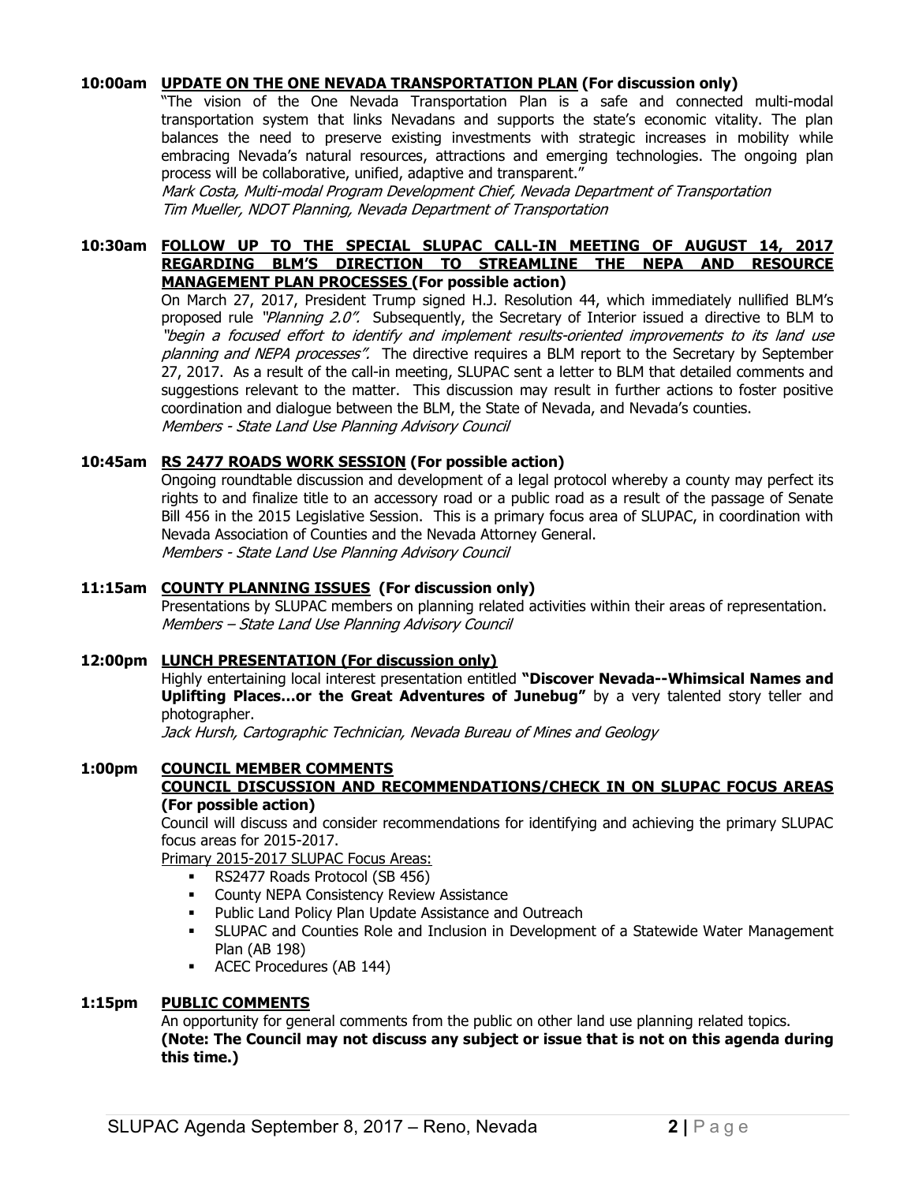**10:00am UPDATE ON THE ONE NEVADA TRANSPORTATION PLAN (For discussion only)**

"The vision of the One Nevada Transportation Plan is a safe and connected multi-modal transportation system that links Nevadans and supports the state's economic vitality. The plan balances the need to preserve existing investments with strategic increases in mobility while embracing Nevada's natural resources, attractions and emerging technologies. The ongoing plan process will be collaborative, unified, adaptive and transparent."

*Mark Costa, Multi-modal Program Development Chief, Nevada Department of Transportation*
*Tim Mueller, NDOT Planning, Nevada Department of Transportation*

**10:30am FOLLOW UP TO THE SPECIAL SLUPAC CALL-IN MEETING OF AUGUST 14, 2017 REGARDING BLM'S DIRECTION TO STREAMLINE THE NEPA AND RESOURCE MANAGEMENT PLAN PROCESSES (For possible action)**

On March 27, 2017, President Trump signed H.J. Resolution 44, which immediately nullified BLM's proposed rule *"Planning 2.0".* Subsequently, the Secretary of Interior issued a directive to BLM to *"begin a focused effort to identify and implement results-oriented improvements to its land use planning and NEPA processes".* The directive requires a BLM report to the Secretary by September 27, 2017. As a result of the call-in meeting, SLUPAC sent a letter to BLM that detailed comments and suggestions relevant to the matter. This discussion may result in further actions to foster positive coordination and dialogue between the BLM, the State of Nevada, and Nevada's counties.

*Members - State Land Use Planning Advisory Council*

**10:45am RS 2477 ROADS WORK SESSION (For possible action)**

Ongoing roundtable discussion and development of a legal protocol whereby a county may perfect its rights to and finalize title to an accessory road or a public road as a result of the passage of Senate Bill 456 in the 2015 Legislative Session. This is a primary focus area of SLUPAC, in coordination with Nevada Association of Counties and the Nevada Attorney General.

*Members - State Land Use Planning Advisory Council*

**11:15am COUNTY PLANNING ISSUES (For discussion only)**

Presentations by SLUPAC members on planning related activities within their areas of representation.

*Members – State Land Use Planning Advisory Council*

**12:00pm LUNCH PRESENTATION (For discussion only)**

Highly entertaining local interest presentation entitled **"Discover Nevada--Whimsical Names and Uplifting Places…or the Great Adventures of Junebug"** by a very talented story teller and photographer.

*Jack Hursh, Cartographic Technician, Nevada Bureau of Mines and Geology*

**1:00pm COUNCIL MEMBER COMMENTS**

**COUNCIL DISCUSSION AND RECOMMENDATIONS/CHECK IN ON SLUPAC FOCUS AREAS (For possible action)**

Council will discuss and consider recommendations for identifying and achieving the primary SLUPAC focus areas for 2015-2017.

Primary 2015-2017 SLUPAC Focus Areas:

- RS2477 Roads Protocol (SB 456)
- County NEPA Consistency Review Assistance
- Public Land Policy Plan Update Assistance and Outreach
- SLUPAC and Counties Role and Inclusion in Development of a Statewide Water Management Plan (AB 198)
- ACEC Procedures (AB 144)

**1:15pm PUBLIC COMMENTS**

An opportunity for general comments from the public on other land use planning related topics.
**(Note: The Council may not discuss any subject or issue that is not on this agenda during this time.)**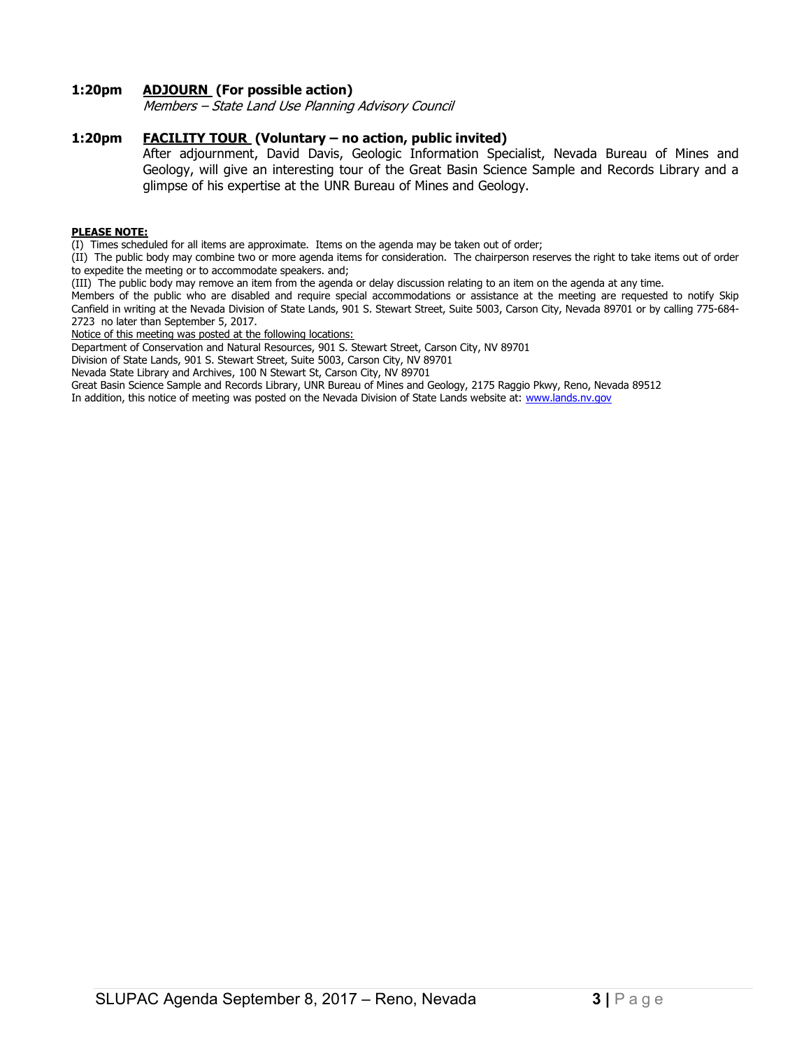**1:20pm** **ADJOURN (For possible action)**
*Members – State Land Use Planning Advisory Council*

**1:20pm** **FACILITY TOUR (Voluntary – no action, public invited)**
After adjournment, David Davis, Geologic Information Specialist, Nevada Bureau of Mines and Geology, will give an interesting tour of the Great Basin Science Sample and Records Library and a glimpse of his expertise at the UNR Bureau of Mines and Geology.

**PLEASE NOTE:**

(I) Times scheduled for all items are approximate. Items on the agenda may be taken out of order;
(II) The public body may combine two or more agenda items for consideration. The chairperson reserves the right to take items out of order to expedite the meeting or to accommodate speakers. and;
(III) The public body may remove an item from the agenda or delay discussion relating to an item on the agenda at any time.
Members of the public who are disabled and require special accommodations or assistance at the meeting are requested to notify Skip Canfield in writing at the Nevada Division of State Lands, 901 S. Stewart Street, Suite 5003, Carson City, Nevada 89701 or by calling 775-684-2723 no later than September 5, 2017.

Notice of this meeting was posted at the following locations:
Department of Conservation and Natural Resources, 901 S. Stewart Street, Carson City, NV 89701
Division of State Lands, 901 S. Stewart Street, Suite 5003, Carson City, NV 89701
Nevada State Library and Archives, 100 N Stewart St, Carson City, NV 89701
Great Basin Science Sample and Records Library, UNR Bureau of Mines and Geology, 2175 Raggio Pkwy, Reno, Nevada 89512
In addition, this notice of meeting was posted on the Nevada Division of State Lands website at: www.lands.nv.gov